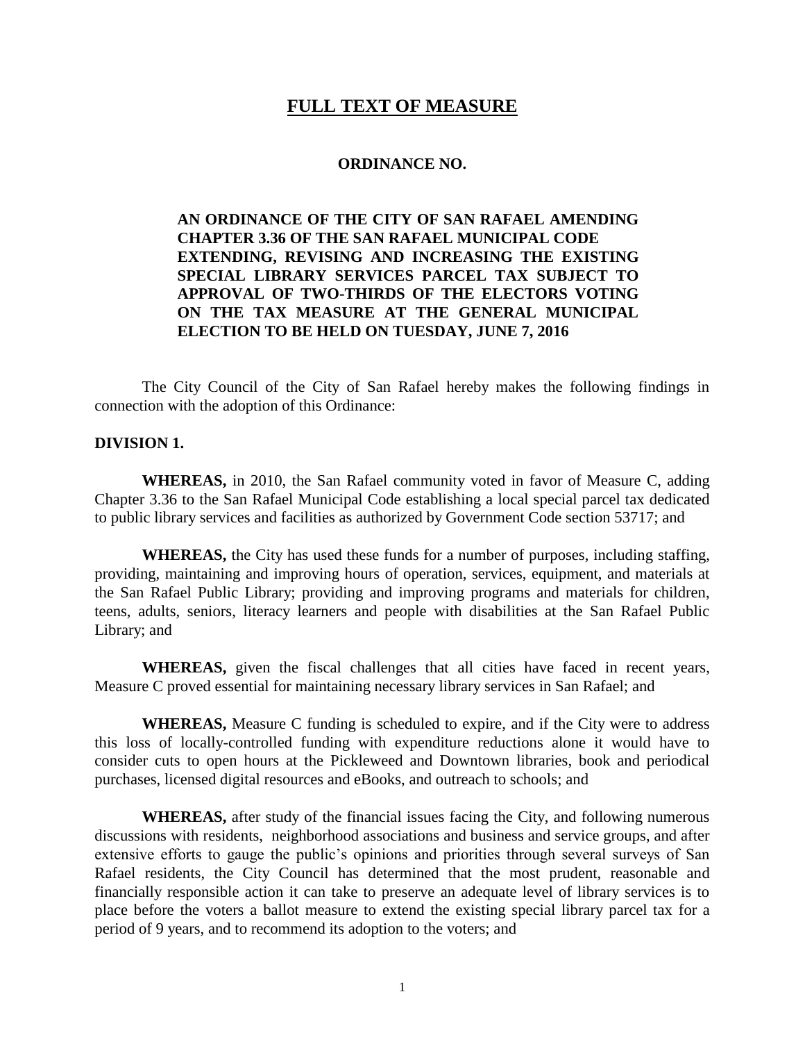# FULL TEXT OF MEASURE

## ORDINANCE NO.

**AN ORDINANCE OF THE CITY OF SAN RAFAEL AMENDING CHAPTER 3.36 OF THE SAN RAFAEL MUNICIPAL CODE EXTENDING, REVISING AND INCREASING THE EXISTING SPECIAL LIBRARY SERVICES PARCEL TAX SUBJECT TO APPROVAL OF TWO-THIRDS OF THE ELECTORS VOTING ON THE TAX MEASURE AT THE GENERAL MUNICIPAL ELECTION TO BE HELD ON TUESDAY, JUNE 7, 2016**

The City Council of the City of San Rafael hereby makes the following findings in connection with the adoption of this Ordinance:

**DIVISION 1.**

**WHEREAS,** in 2010, the San Rafael community voted in favor of Measure C, adding Chapter 3.36 to the San Rafael Municipal Code establishing a local special parcel tax dedicated to public library services and facilities as authorized by Government Code section 53717; and

**WHEREAS,** the City has used these funds for a number of purposes, including staffing, providing, maintaining and improving hours of operation, services, equipment, and materials at the San Rafael Public Library; providing and improving programs and materials for children, teens, adults, seniors, literacy learners and people with disabilities at the San Rafael Public Library; and

**WHEREAS,** given the fiscal challenges that all cities have faced in recent years, Measure C proved essential for maintaining necessary library services in San Rafael; and

**WHEREAS,** Measure C funding is scheduled to expire, and if the City were to address this loss of locally-controlled funding with expenditure reductions alone it would have to consider cuts to open hours at the Pickleweed and Downtown libraries, book and periodical purchases, licensed digital resources and eBooks, and outreach to schools; and

**WHEREAS,** after study of the financial issues facing the City, and following numerous discussions with residents, neighborhood associations and business and service groups, and after extensive efforts to gauge the public's opinions and priorities through several surveys of San Rafael residents, the City Council has determined that the most prudent, reasonable and financially responsible action it can take to preserve an adequate level of library services is to place before the voters a ballot measure to extend the existing special library parcel tax for a period of 9 years, and to recommend its adoption to the voters; and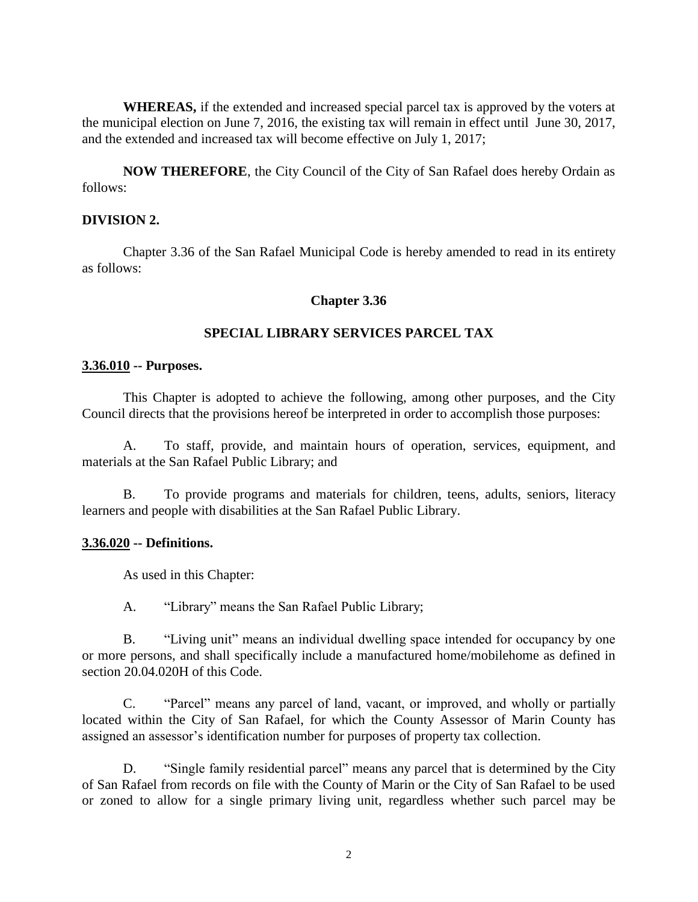**WHEREAS,** if the extended and increased special parcel tax is approved by the voters at the municipal election on June 7, 2016, the existing tax will remain in effect until June 30, 2017, and the extended and increased tax will become effective on July 1, 2017;

**NOW THEREFORE**, the City Council of the City of San Rafael does hereby Ordain as follows:

**DIVISION 2.**

Chapter 3.36 of the San Rafael Municipal Code is hereby amended to read in its entirety as follows:

## Chapter 3.36

## SPECIAL LIBRARY SERVICES PARCEL TAX

**3.36.010 -- Purposes.**

This Chapter is adopted to achieve the following, among other purposes, and the City Council directs that the provisions hereof be interpreted in order to accomplish those purposes:

A. To staff, provide, and maintain hours of operation, services, equipment, and materials at the San Rafael Public Library; and

B. To provide programs and materials for children, teens, adults, seniors, literacy learners and people with disabilities at the San Rafael Public Library.

**3.36.020 -- Definitions.**

As used in this Chapter:

A. "Library" means the San Rafael Public Library;

B. "Living unit" means an individual dwelling space intended for occupancy by one or more persons, and shall specifically include a manufactured home/mobilehome as defined in section 20.04.020H of this Code.

C. "Parcel" means any parcel of land, vacant, or improved, and wholly or partially located within the City of San Rafael, for which the County Assessor of Marin County has assigned an assessor's identification number for purposes of property tax collection.

D. "Single family residential parcel" means any parcel that is determined by the City of San Rafael from records on file with the County of Marin or the City of San Rafael to be used or zoned to allow for a single primary living unit, regardless whether such parcel may be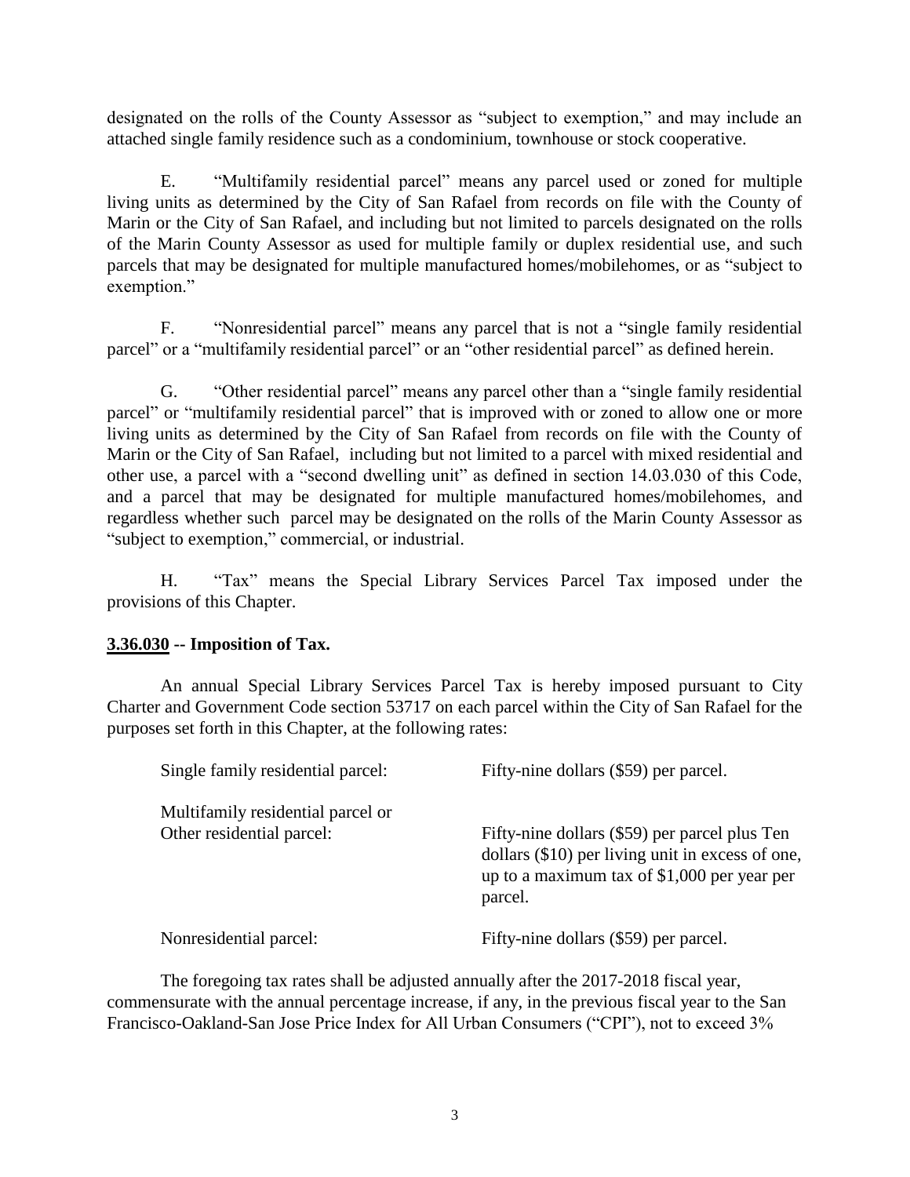designated on the rolls of the County Assessor as "subject to exemption," and may include an attached single family residence such as a condominium, townhouse or stock cooperative.

E. "Multifamily residential parcel" means any parcel used or zoned for multiple living units as determined by the City of San Rafael from records on file with the County of Marin or the City of San Rafael, and including but not limited to parcels designated on the rolls of the Marin County Assessor as used for multiple family or duplex residential use, and such parcels that may be designated for multiple manufactured homes/mobilehomes, or as "subject to exemption."

F. "Nonresidential parcel" means any parcel that is not a "single family residential parcel" or a "multifamily residential parcel" or an "other residential parcel" as defined herein.

G. "Other residential parcel" means any parcel other than a "single family residential parcel" or "multifamily residential parcel" that is improved with or zoned to allow one or more living units as determined by the City of San Rafael from records on file with the County of Marin or the City of San Rafael, including but not limited to a parcel with mixed residential and other use, a parcel with a "second dwelling unit" as defined in section 14.03.030 of this Code, and a parcel that may be designated for multiple manufactured homes/mobilehomes, and regardless whether such parcel may be designated on the rolls of the Marin County Assessor as "subject to exemption," commercial, or industrial.

H. "Tax" means the Special Library Services Parcel Tax imposed under the provisions of this Chapter.

**3.36.030 -- Imposition of Tax.**

An annual Special Library Services Parcel Tax is hereby imposed pursuant to City Charter and Government Code section 53717 on each parcel within the City of San Rafael for the purposes set forth in this Chapter, at the following rates:

| | |
|---|---|
| Single family residential parcel: | Fifty-nine dollars ($59) per parcel. |
| Multifamily residential parcel or Other residential parcel: | Fifty-nine dollars ($59) per parcel plus Ten dollars ($10) per living unit in excess of one, up to a maximum tax of $1,000 per year per parcel. |
| Nonresidential parcel: | Fifty-nine dollars ($59) per parcel. |

The foregoing tax rates shall be adjusted annually after the 2017-2018 fiscal year, commensurate with the annual percentage increase, if any, in the previous fiscal year to the San Francisco-Oakland-San Jose Price Index for All Urban Consumers ("CPI"), not to exceed 3%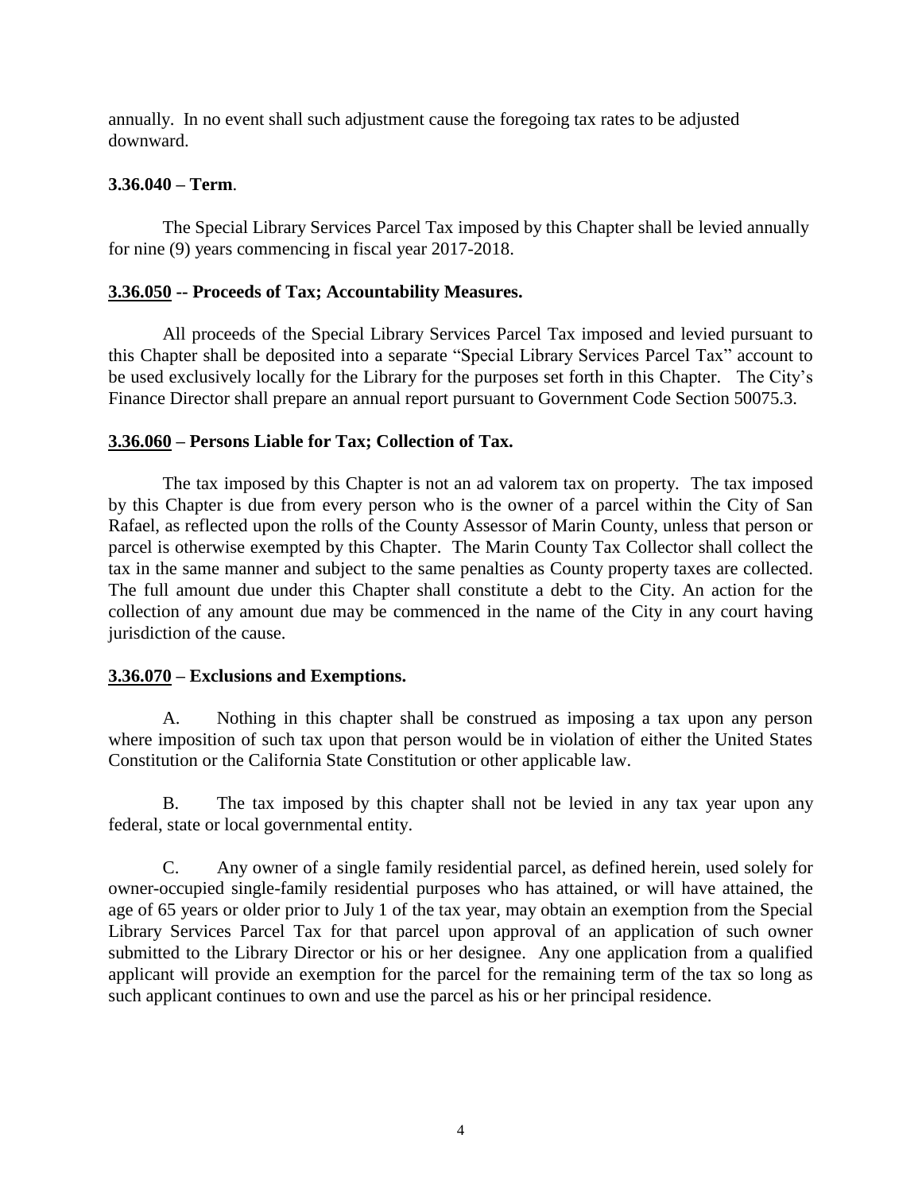annually. In no event shall such adjustment cause the foregoing tax rates to be adjusted downward.

**3.36.040 – Term.**

The Special Library Services Parcel Tax imposed by this Chapter shall be levied annually for nine (9) years commencing in fiscal year 2017-2018.

**3.36.050 -- Proceeds of Tax; Accountability Measures.**

All proceeds of the Special Library Services Parcel Tax imposed and levied pursuant to this Chapter shall be deposited into a separate "Special Library Services Parcel Tax" account to be used exclusively locally for the Library for the purposes set forth in this Chapter. The City's Finance Director shall prepare an annual report pursuant to Government Code Section 50075.3.

**3.36.060 – Persons Liable for Tax; Collection of Tax.**

The tax imposed by this Chapter is not an ad valorem tax on property. The tax imposed by this Chapter is due from every person who is the owner of a parcel within the City of San Rafael, as reflected upon the rolls of the County Assessor of Marin County, unless that person or parcel is otherwise exempted by this Chapter. The Marin County Tax Collector shall collect the tax in the same manner and subject to the same penalties as County property taxes are collected. The full amount due under this Chapter shall constitute a debt to the City. An action for the collection of any amount due may be commenced in the name of the City in any court having jurisdiction of the cause.

**3.36.070 – Exclusions and Exemptions.**

A. Nothing in this chapter shall be construed as imposing a tax upon any person where imposition of such tax upon that person would be in violation of either the United States Constitution or the California State Constitution or other applicable law.

B. The tax imposed by this chapter shall not be levied in any tax year upon any federal, state or local governmental entity.

C. Any owner of a single family residential parcel, as defined herein, used solely for owner-occupied single-family residential purposes who has attained, or will have attained, the age of 65 years or older prior to July 1 of the tax year, may obtain an exemption from the Special Library Services Parcel Tax for that parcel upon approval of an application of such owner submitted to the Library Director or his or her designee. Any one application from a qualified applicant will provide an exemption for the parcel for the remaining term of the tax so long as such applicant continues to own and use the parcel as his or her principal residence.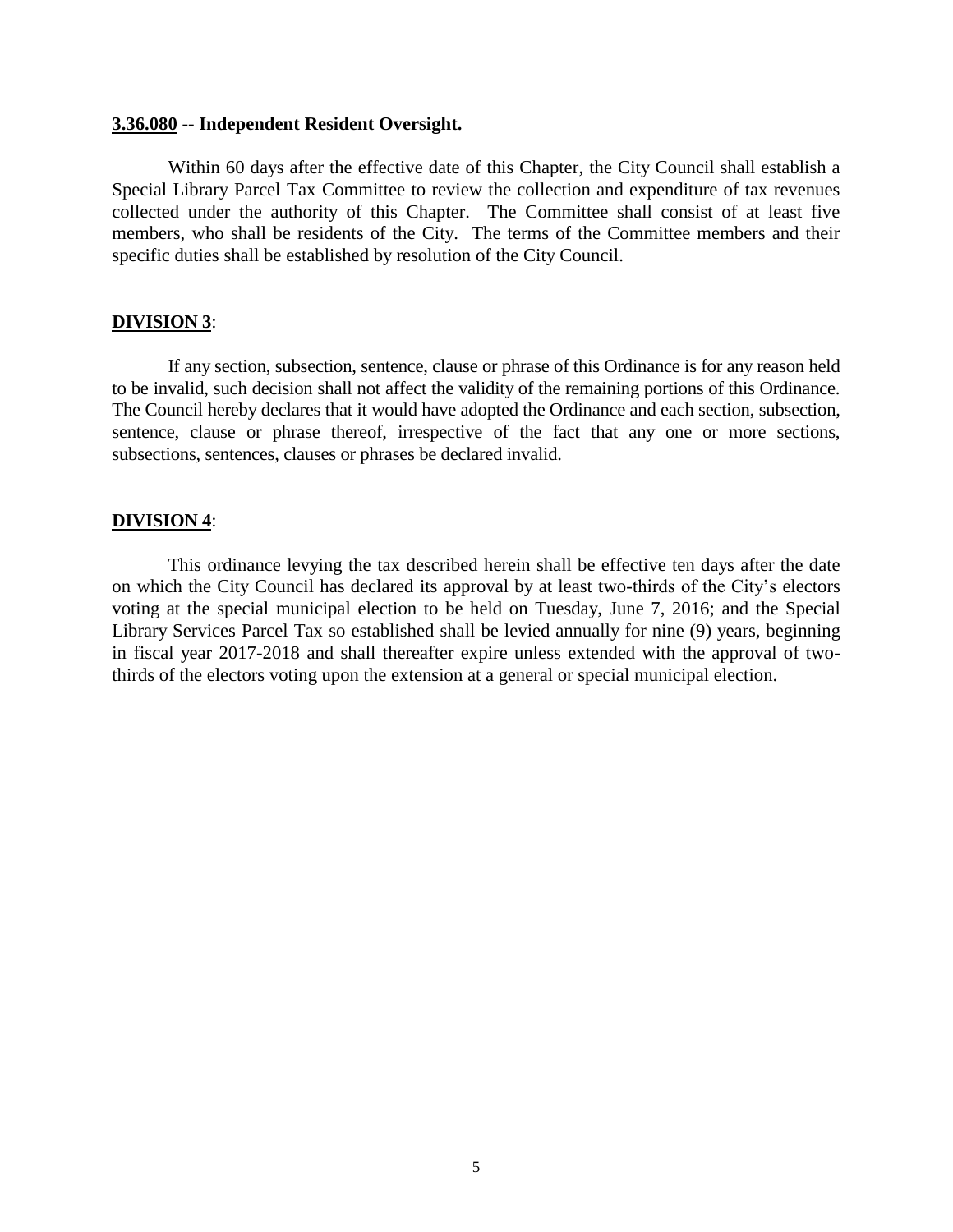**3.36.080 -- Independent Resident Oversight.**

Within 60 days after the effective date of this Chapter, the City Council shall establish a Special Library Parcel Tax Committee to review the collection and expenditure of tax revenues collected under the authority of this Chapter. The Committee shall consist of at least five members, who shall be residents of the City. The terms of the Committee members and their specific duties shall be established by resolution of the City Council.

**DIVISION 3**:

If any section, subsection, sentence, clause or phrase of this Ordinance is for any reason held to be invalid, such decision shall not affect the validity of the remaining portions of this Ordinance. The Council hereby declares that it would have adopted the Ordinance and each section, subsection, sentence, clause or phrase thereof, irrespective of the fact that any one or more sections, subsections, sentences, clauses or phrases be declared invalid.

**DIVISION 4**:

This ordinance levying the tax described herein shall be effective ten days after the date on which the City Council has declared its approval by at least two-thirds of the City's electors voting at the special municipal election to be held on Tuesday, June 7, 2016; and the Special Library Services Parcel Tax so established shall be levied annually for nine (9) years, beginning in fiscal year 2017-2018 and shall thereafter expire unless extended with the approval of two-thirds of the electors voting upon the extension at a general or special municipal election.